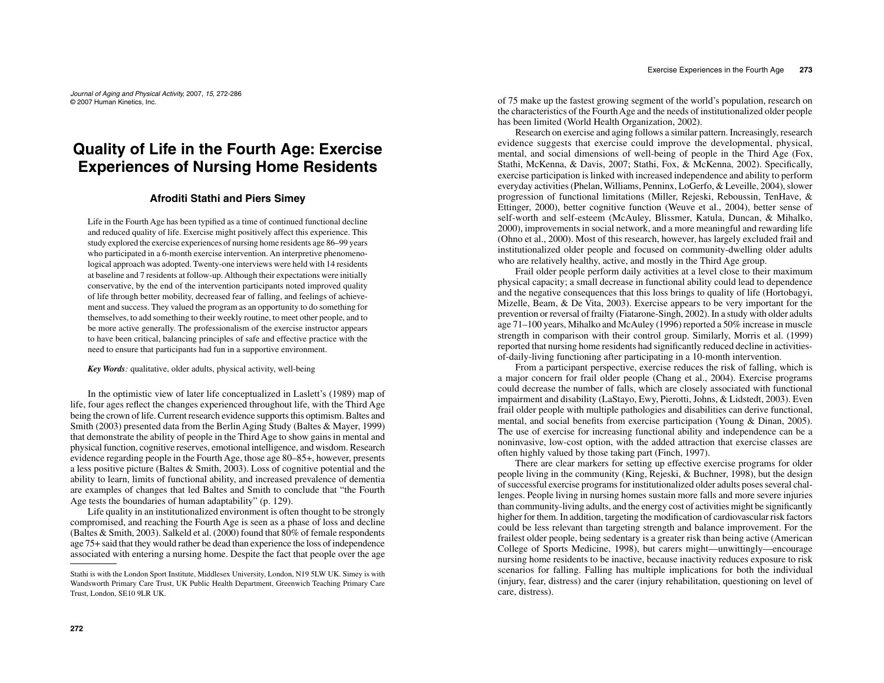# Quality of Life in the Fourth Age: Exercise Experiences of Nursing Home Residents

### Afroditi Stathi and Piers Simey

Life in the Fourth Age has been typified as a time of continued functional decline and reduced quality of life. Exercise might positively affect this experience. This study explored the exercise experiences of nursing home residents age 86–99 years who participated in a 6-month exercise intervention. An interpretive phenomenological approach was adopted. Twenty-one interviews were held with 14 residents at baseline and 7 residents at follow-up. Although their expectations were initially conservative, by the end of the intervention participants noted improved quality of life through better mobility, decreased fear of falling, and feelings of achievement and success. They valued the program as an opportunity to do something for themselves, to add something to their weekly routine, to meet other people, and to be more active generally. The professionalism of the exercise instructor appears to have been critical, balancing principles of safe and effective practice with the need to ensure that participants had fun in a supportive environment.

***Key Words:*** qualitative, older adults, physical activity, well-being

In the optimistic view of later life conceptualized in Laslett's (1989) map of life, four ages reflect the changes experienced throughout life, with the Third Age being the crown of life. Current research evidence supports this optimism. Baltes and Smith (2003) presented data from the Berlin Aging Study (Baltes & Mayer, 1999) that demonstrate the ability of people in the Third Age to show gains in mental and physical function, cognitive reserves, emotional intelligence, and wisdom. Research evidence regarding people in the Fourth Age, those age 80–85+, however, presents a less positive picture (Baltes & Smith, 2003). Loss of cognitive potential and the ability to learn, limits of functional ability, and increased prevalence of dementia are examples of changes that led Baltes and Smith to conclude that "the Fourth Age tests the boundaries of human adaptability" (p. 129).

Life quality in an institutionalized environment is often thought to be strongly compromised, and reaching the Fourth Age is seen as a phase of loss and decline (Baltes & Smith, 2003). Salkeld et al. (2000) found that 80% of female respondents age 75+ said that they would rather be dead than experience the loss of independence associated with entering a nursing home. Despite the fact that people over the age of 75 make up the fastest growing segment of the world's population, research on the characteristics of the Fourth Age and the needs of institutionalized older people has been limited (World Health Organization, 2002).

Research on exercise and aging follows a similar pattern. Increasingly, research evidence suggests that exercise could improve the developmental, physical, mental, and social dimensions of well-being of people in the Third Age (Fox, Stathi, McKenna, & Davis, 2007; Stathi, Fox, & McKenna, 2002). Specifically, exercise participation is linked with increased independence and ability to perform everyday activities (Phelan, Williams, Penninx, LoGerfo, & Leveille, 2004), slower progression of functional limitations (Miller, Rejeski, Reboussin, TenHave, & Ettinger, 2000), better cognitive function (Weuve et al., 2004), better sense of self-worth and self-esteem (McAuley, Blissmer, Katula, Duncan, & Mihalko, 2000), improvements in social network, and a more meaningful and rewarding life (Ohno et al., 2000). Most of this research, however, has largely excluded frail and institutionalized older people and focused on community-dwelling older adults who are relatively healthy, active, and mostly in the Third Age group.

Frail older people perform daily activities at a level close to their maximum physical capacity; a small decrease in functional ability could lead to dependence and the negative consequences that this loss brings to quality of life (Hortobagyi, Mizelle, Beam, & De Vita, 2003). Exercise appears to be very important for the prevention or reversal of frailty (Fiatarone-Singh, 2002). In a study with older adults age 71–100 years, Mihalko and McAuley (1996) reported a 50% increase in muscle strength in comparison with their control group. Similarly, Morris et al. (1999) reported that nursing home residents had significantly reduced decline in activities-of-daily-living functioning after participating in a 10-month intervention.

From a participant perspective, exercise reduces the risk of falling, which is a major concern for frail older people (Chang et al., 2004). Exercise programs could decrease the number of falls, which are closely associated with functional impairment and disability (LaStayo, Ewy, Pierotti, Johns, & Lidstedt, 2003). Even frail older people with multiple pathologies and disabilities can derive functional, mental, and social benefits from exercise participation (Young & Dinan, 2005). The use of exercise for increasing functional ability and independence can be a noninvasive, low-cost option, with the added attraction that exercise classes are often highly valued by those taking part (Finch, 1997).

There are clear markers for setting up effective exercise programs for older people living in the community (King, Rejeski, & Buchner, 1998), but the design of successful exercise programs for institutionalized older adults poses several challenges. People living in nursing homes sustain more falls and more severe injuries than community-living adults, and the energy cost of activities might be significantly higher for them. In addition, targeting the modification of cardiovascular risk factors could be less relevant than targeting strength and balance improvement. For the frailest older people, being sedentary is a greater risk than being active (American College of Sports Medicine, 1998), but carers might—unwittingly—encourage nursing home residents to be inactive, because inactivity reduces exposure to risk scenarios for falling. Falling has multiple implications for both the individual (injury, fear, distress) and the carer (injury rehabilitation, questioning on level of care, distress).

---

Stathi is with the London Sport Institute, Middlesex University, London, N19 5LW UK. Simey is with Wandsworth Primary Care Trust, UK Public Health Department, Greenwich Teaching Primary Care Trust, London, SE10 9LR UK.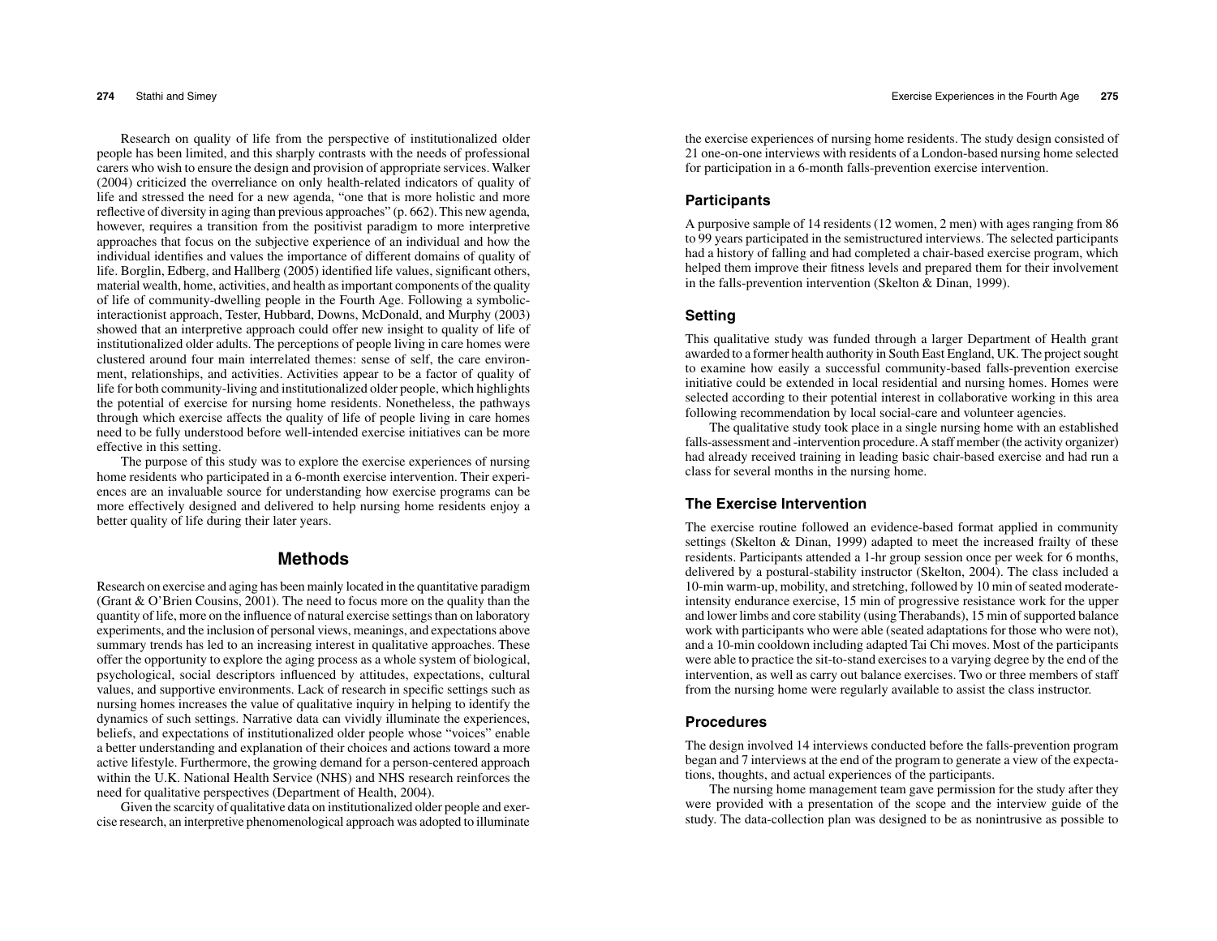Research on quality of life from the perspective of institutionalized older people has been limited, and this sharply contrasts with the needs of professional carers who wish to ensure the design and provision of appropriate services. Walker (2004) criticized the overreliance on only health-related indicators of quality of life and stressed the need for a new agenda, "one that is more holistic and more reflective of diversity in aging than previous approaches" (p. 662). This new agenda, however, requires a transition from the positivist paradigm to more interpretive approaches that focus on the subjective experience of an individual and how the individual identifies and values the importance of different domains of quality of life. Borglin, Edberg, and Hallberg (2005) identified life values, significant others, material wealth, home, activities, and health as important components of the quality of life of community-dwelling people in the Fourth Age. Following a symbolic-interactionist approach, Tester, Hubbard, Downs, McDonald, and Murphy (2003) showed that an interpretive approach could offer new insight to quality of life of institutionalized older adults. The perceptions of people living in care homes were clustered around four main interrelated themes: sense of self, the care environment, relationships, and activities. Activities appear to be a factor of quality of life for both community-living and institutionalized older people, which highlights the potential of exercise for nursing home residents. Nonetheless, the pathways through which exercise affects the quality of life of people living in care homes need to be fully understood before well-intended exercise initiatives can be more effective in this setting.

The purpose of this study was to explore the exercise experiences of nursing home residents who participated in a 6-month exercise intervention. Their experiences are an invaluable source for understanding how exercise programs can be more effectively designed and delivered to help nursing home residents enjoy a better quality of life during their later years.

## Methods

Research on exercise and aging has been mainly located in the quantitative paradigm (Grant & O'Brien Cousins, 2001). The need to focus more on the quality than the quantity of life, more on the influence of natural exercise settings than on laboratory experiments, and the inclusion of personal views, meanings, and expectations above summary trends has led to an increasing interest in qualitative approaches. These offer the opportunity to explore the aging process as a whole system of biological, psychological, social descriptors influenced by attitudes, expectations, cultural values, and supportive environments. Lack of research in specific settings such as nursing homes increases the value of qualitative inquiry in helping to identify the dynamics of such settings. Narrative data can vividly illuminate the experiences, beliefs, and expectations of institutionalized older people whose "voices" enable a better understanding and explanation of their choices and actions toward a more active lifestyle. Furthermore, the growing demand for a person-centered approach within the U.K. National Health Service (NHS) and NHS research reinforces the need for qualitative perspectives (Department of Health, 2004).

Given the scarcity of qualitative data on institutionalized older people and exercise research, an interpretive phenomenological approach was adopted to illuminate the exercise experiences of nursing home residents. The study design consisted of 21 one-on-one interviews with residents of a London-based nursing home selected for participation in a 6-month falls-prevention exercise intervention.

### Participants

A purposive sample of 14 residents (12 women, 2 men) with ages ranging from 86 to 99 years participated in the semistructured interviews. The selected participants had a history of falling and had completed a chair-based exercise program, which helped them improve their fitness levels and prepared them for their involvement in the falls-prevention intervention (Skelton & Dinan, 1999).

### Setting

This qualitative study was funded through a larger Department of Health grant awarded to a former health authority in South East England, UK. The project sought to examine how easily a successful community-based falls-prevention exercise initiative could be extended in local residential and nursing homes. Homes were selected according to their potential interest in collaborative working in this area following recommendation by local social-care and volunteer agencies.

The qualitative study took place in a single nursing home with an established falls-assessment and -intervention procedure. A staff member (the activity organizer) had already received training in leading basic chair-based exercise and had run a class for several months in the nursing home.

### The Exercise Intervention

The exercise routine followed an evidence-based format applied in community settings (Skelton & Dinan, 1999) adapted to meet the increased frailty of these residents. Participants attended a 1-hr group session once per week for 6 months, delivered by a postural-stability instructor (Skelton, 2004). The class included a 10-min warm-up, mobility, and stretching, followed by 10 min of seated moderate-intensity endurance exercise, 15 min of progressive resistance work for the upper and lower limbs and core stability (using Therabands), 15 min of supported balance work with participants who were able (seated adaptations for those who were not), and a 10-min cooldown including adapted Tai Chi moves. Most of the participants were able to practice the sit-to-stand exercises to a varying degree by the end of the intervention, as well as carry out balance exercises. Two or three members of staff from the nursing home were regularly available to assist the class instructor.

### Procedures

The design involved 14 interviews conducted before the falls-prevention program began and 7 interviews at the end of the program to generate a view of the expectations, thoughts, and actual experiences of the participants.

The nursing home management team gave permission for the study after they were provided with a presentation of the scope and the interview guide of the study. The data-collection plan was designed to be as nonintrusive as possible to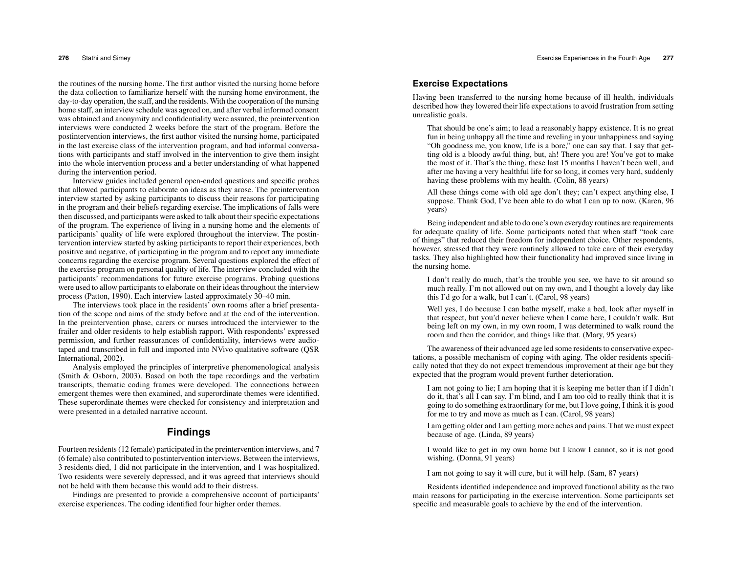the routines of the nursing home. The first author visited the nursing home before the data collection to familiarize herself with the nursing home environment, the day-to-day operation, the staff, and the residents. With the cooperation of the nursing home staff, an interview schedule was agreed on, and after verbal informed consent was obtained and anonymity and confidentiality were assured, the preintervention interviews were conducted 2 weeks before the start of the program. Before the postintervention interviews, the first author visited the nursing home, participated in the last exercise class of the intervention program, and had informal conversations with participants and staff involved in the intervention to give them insight into the whole intervention process and a better understanding of what happened during the intervention period.

Interview guides included general open-ended questions and specific probes that allowed participants to elaborate on ideas as they arose. The preintervention interview started by asking participants to discuss their reasons for participating in the program and their beliefs regarding exercise. The implications of falls were then discussed, and participants were asked to talk about their specific expectations of the program. The experience of living in a nursing home and the elements of participants' quality of life were explored throughout the interview. The postintervention interview started by asking participants to report their experiences, both positive and negative, of participating in the program and to report any immediate concerns regarding the exercise program. Several questions explored the effect of the exercise program on personal quality of life. The interview concluded with the participants' recommendations for future exercise programs. Probing questions were used to allow participants to elaborate on their ideas throughout the interview process (Patton, 1990). Each interview lasted approximately 30–40 min.

The interviews took place in the residents' own rooms after a brief presentation of the scope and aims of the study before and at the end of the intervention. In the preintervention phase, carers or nurses introduced the interviewer to the frailer and older residents to help establish rapport. With respondents' expressed permission, and further reassurances of confidentiality, interviews were audiotaped and transcribed in full and imported into NVivo qualitative software (QSR International, 2002).

Analysis employed the principles of interpretive phenomenological analysis (Smith & Osborn, 2003). Based on both the tape recordings and the verbatim transcripts, thematic coding frames were developed. The connections between emergent themes were then examined, and superordinate themes were identified. These superordinate themes were checked for consistency and interpretation and were presented in a detailed narrative account.

## Findings

Fourteen residents (12 female) participated in the preintervention interviews, and 7 (6 female) also contributed to postintervention interviews. Between the interviews, 3 residents died, 1 did not participate in the intervention, and 1 was hospitalized. Two residents were severely depressed, and it was agreed that interviews should not be held with them because this would add to their distress.

Findings are presented to provide a comprehensive account of participants' exercise experiences. The coding identified four higher order themes.

### Exercise Expectations

Having been transferred to the nursing home because of ill health, individuals described how they lowered their life expectations to avoid frustration from setting unrealistic goals.

> That should be one's aim; to lead a reasonably happy existence. It is no great fun in being unhappy all the time and reveling in your unhappiness and saying "Oh goodness me, you know, life is a bore," one can say that. I say that getting old is a bloody awful thing, but, ah! There you are! You've got to make the most of it. That's the thing, these last 15 months I haven't been well, and after me having a very healthful life for so long, it comes very hard, suddenly having these problems with my health. (Colin, 88 years)

> All these things come with old age don't they; can't expect anything else, I suppose. Thank God, I've been able to do what I can up to now. (Karen, 96 years)

Being independent and able to do one's own everyday routines are requirements for adequate quality of life. Some participants noted that when staff "took care of things" that reduced their freedom for independent choice. Other respondents, however, stressed that they were routinely allowed to take care of their everyday tasks. They also highlighted how their functionality had improved since living in the nursing home.

> I don't really do much, that's the trouble you see, we have to sit around so much really. I'm not allowed out on my own, and I thought a lovely day like this I'd go for a walk, but I can't. (Carol, 98 years)

> Well yes, I do because I can bathe myself, make a bed, look after myself in that respect, but you'd never believe when I came here, I couldn't walk. But being left on my own, in my own room, I was determined to walk round the room and then the corridor, and things like that. (Mary, 95 years)

The awareness of their advanced age led some residents to conservative expectations, a possible mechanism of coping with aging. The older residents specifically noted that they do not expect tremendous improvement at their age but they expected that the program would prevent further deterioration.

> I am not going to lie; I am hoping that it is keeping me better than if I didn't do it, that's all I can say. I'm blind, and I am too old to really think that it is going to do something extraordinary for me, but I love going, I think it is good for me to try and move as much as I can. (Carol, 98 years)

> I am getting older and I am getting more aches and pains. That we must expect because of age. (Linda, 89 years)

> I would like to get in my own home but I know I cannot, so it is not good wishing. (Donna, 91 years)

> I am not going to say it will cure, but it will help. (Sam, 87 years)

Residents identified independence and improved functional ability as the two main reasons for participating in the exercise intervention. Some participants set specific and measurable goals to achieve by the end of the intervention.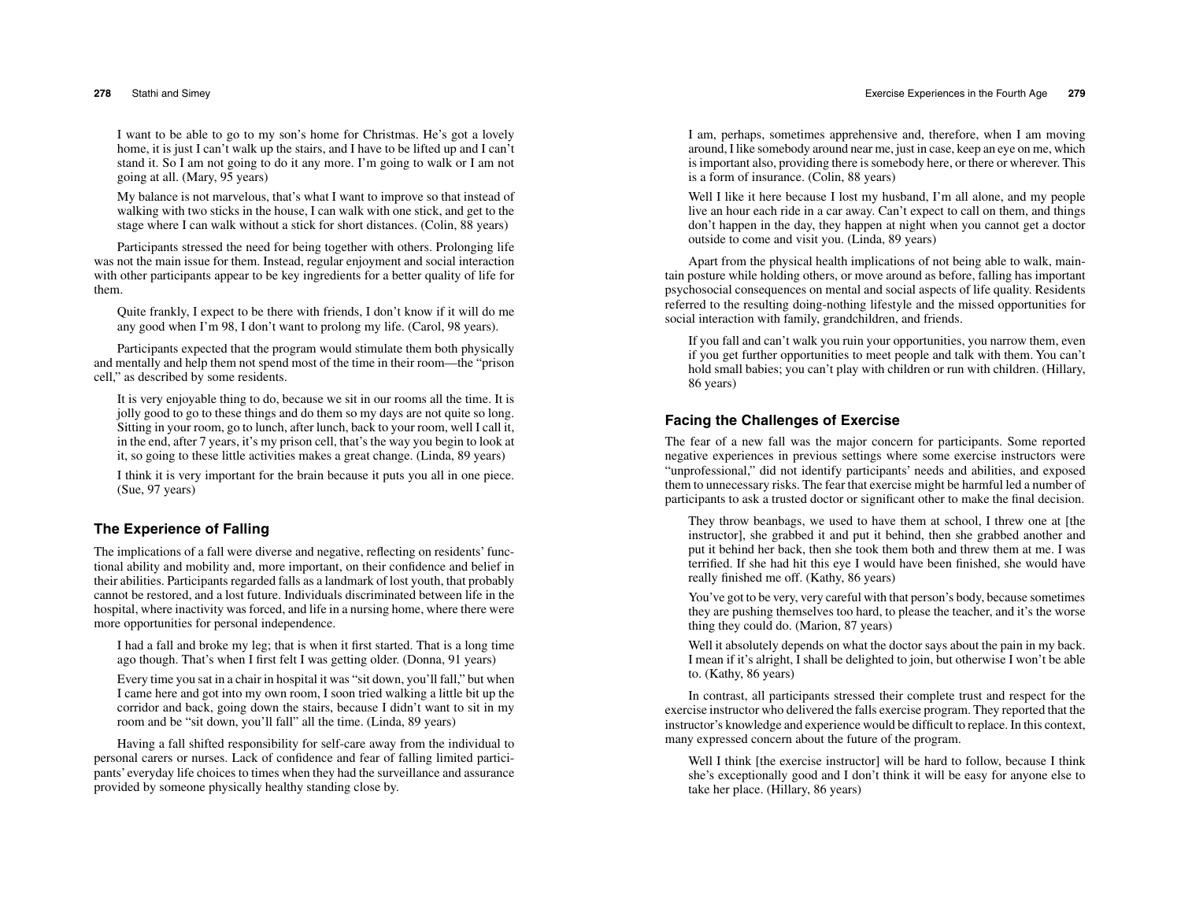I want to be able to go to my son's home for Christmas. He's got a lovely home, it is just I can't walk up the stairs, and I have to be lifted up and I can't stand it. So I am not going to do it any more. I'm going to walk or I am not going at all. (Mary, 95 years)

My balance is not marvelous, that's what I want to improve so that instead of walking with two sticks in the house, I can walk with one stick, and get to the stage where I can walk without a stick for short distances. (Colin, 88 years)

Participants stressed the need for being together with others. Prolonging life was not the main issue for them. Instead, regular enjoyment and social interaction with other participants appear to be key ingredients for a better quality of life for them.

Quite frankly, I expect to be there with friends, I don't know if it will do me any good when I'm 98, I don't want to prolong my life. (Carol, 98 years).

Participants expected that the program would stimulate them both physically and mentally and help them not spend most of the time in their room—the "prison cell," as described by some residents.

It is very enjoyable thing to do, because we sit in our rooms all the time. It is jolly good to go to these things and do them so my days are not quite so long. Sitting in your room, go to lunch, after lunch, back to your room, well I call it, in the end, after 7 years, it's my prison cell, that's the way you begin to look at it, so going to these little activities makes a great change. (Linda, 89 years)

I think it is very important for the brain because it puts you all in one piece. (Sue, 97 years)

## The Experience of Falling

The implications of a fall were diverse and negative, reflecting on residents' functional ability and mobility and, more important, on their confidence and belief in their abilities. Participants regarded falls as a landmark of lost youth, that probably cannot be restored, and a lost future. Individuals discriminated between life in the hospital, where inactivity was forced, and life in a nursing home, where there were more opportunities for personal independence.

I had a fall and broke my leg; that is when it first started. That is a long time ago though. That's when I first felt I was getting older. (Donna, 91 years)

Every time you sat in a chair in hospital it was "sit down, you'll fall," but when I came here and got into my own room, I soon tried walking a little bit up the corridor and back, going down the stairs, because I didn't want to sit in my room and be "sit down, you'll fall" all the time. (Linda, 89 years)

Having a fall shifted responsibility for self-care away from the individual to personal carers or nurses. Lack of confidence and fear of falling limited participants' everyday life choices to times when they had the surveillance and assurance provided by someone physically healthy standing close by.

I am, perhaps, sometimes apprehensive and, therefore, when I am moving around, I like somebody around near me, just in case, keep an eye on me, which is important also, providing there is somebody here, or there or wherever. This is a form of insurance. (Colin, 88 years)

Well I like it here because I lost my husband, I'm all alone, and my people live an hour each ride in a car away. Can't expect to call on them, and things don't happen in the day, they happen at night when you cannot get a doctor outside to come and visit you. (Linda, 89 years)

Apart from the physical health implications of not being able to walk, maintain posture while holding others, or move around as before, falling has important psychosocial consequences on mental and social aspects of life quality. Residents referred to the resulting doing-nothing lifestyle and the missed opportunities for social interaction with family, grandchildren, and friends.

If you fall and can't walk you ruin your opportunities, you narrow them, even if you get further opportunities to meet people and talk with them. You can't hold small babies; you can't play with children or run with children. (Hillary, 86 years)

## Facing the Challenges of Exercise

The fear of a new fall was the major concern for participants. Some reported negative experiences in previous settings where some exercise instructors were "unprofessional," did not identify participants' needs and abilities, and exposed them to unnecessary risks. The fear that exercise might be harmful led a number of participants to ask a trusted doctor or significant other to make the final decision.

They throw beanbags, we used to have them at school, I threw one at [the instructor], she grabbed it and put it behind, then she grabbed another and put it behind her back, then she took them both and threw them at me. I was terrified. If she had hit this eye I would have been finished, she would have really finished me off. (Kathy, 86 years)

You've got to be very, very careful with that person's body, because sometimes they are pushing themselves too hard, to please the teacher, and it's the worse thing they could do. (Marion, 87 years)

Well it absolutely depends on what the doctor says about the pain in my back. I mean if it's alright, I shall be delighted to join, but otherwise I won't be able to. (Kathy, 86 years)

In contrast, all participants stressed their complete trust and respect for the exercise instructor who delivered the falls exercise program. They reported that the instructor's knowledge and experience would be difficult to replace. In this context, many expressed concern about the future of the program.

Well I think [the exercise instructor] will be hard to follow, because I think she's exceptionally good and I don't think it will be easy for anyone else to take her place. (Hillary, 86 years)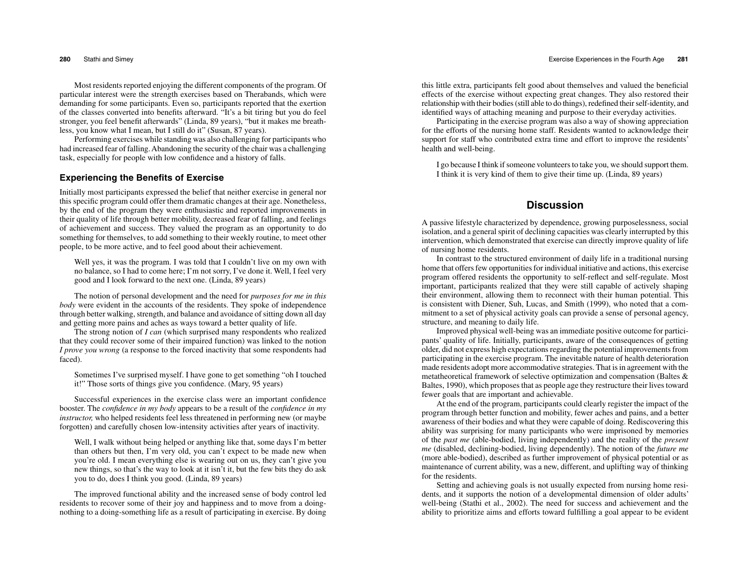Most residents reported enjoying the different components of the program. Of particular interest were the strength exercises based on Therabands, which were demanding for some participants. Even so, participants reported that the exertion of the classes converted into benefits afterward. "It's a bit tiring but you do feel stronger, you feel benefit afterwards" (Linda, 89 years), "but it makes me breathless, you know what I mean, but I still do it" (Susan, 87 years).

Performing exercises while standing was also challenging for participants who had increased fear of falling. Abandoning the security of the chair was a challenging task, especially for people with low confidence and a history of falls.

### Experiencing the Benefits of Exercise

Initially most participants expressed the belief that neither exercise in general nor this specific program could offer them dramatic changes at their age. Nonetheless, by the end of the program they were enthusiastic and reported improvements in their quality of life through better mobility, decreased fear of falling, and feelings of achievement and success. They valued the program as an opportunity to do something for themselves, to add something to their weekly routine, to meet other people, to be more active, and to feel good about their achievement.

> Well yes, it was the program. I was told that I couldn't live on my own with no balance, so I had to come here; I'm not sorry, I've done it. Well, I feel very good and I look forward to the next one. (Linda, 89 years)

The notion of personal development and the need for *purposes for me in this body* were evident in the accounts of the residents. They spoke of independence through better walking, strength, and balance and avoidance of sitting down all day and getting more pains and aches as ways toward a better quality of life.

The strong notion of *I can* (which surprised many respondents who realized that they could recover some of their impaired function) was linked to the notion *I prove you wrong* (a response to the forced inactivity that some respondents had faced).

> Sometimes I've surprised myself. I have gone to get something "oh I touched it!" Those sorts of things give you confidence. (Mary, 95 years)

Successful experiences in the exercise class were an important confidence booster. The *confidence in my body* appears to be a result of the *confidence in my instructor,* who helped residents feel less threatened in performing new (or maybe forgotten) and carefully chosen low-intensity activities after years of inactivity.

> Well, I walk without being helped or anything like that, some days I'm better than others but then, I'm very old, you can't expect to be made new when you're old. I mean everything else is wearing out on us, they can't give you new things, so that's the way to look at it isn't it, but the few bits they do ask you to do, does I think you good. (Linda, 89 years)

The improved functional ability and the increased sense of body control led residents to recover some of their joy and happiness and to move from a doing-nothing to a doing-something life as a result of participating in exercise. By doing this little extra, participants felt good about themselves and valued the beneficial effects of the exercise without expecting great changes. They also restored their relationship with their bodies (still able to do things), redefined their self-identity, and identified ways of attaching meaning and purpose to their everyday activities.

Participating in the exercise program was also a way of showing appreciation for the efforts of the nursing home staff. Residents wanted to acknowledge their support for staff who contributed extra time and effort to improve the residents' health and well-being.

> I go because I think if someone volunteers to take you, we should support them. I think it is very kind of them to give their time up. (Linda, 89 years)

## Discussion

A passive lifestyle characterized by dependence, growing purposelessness, social isolation, and a general spirit of declining capacities was clearly interrupted by this intervention, which demonstrated that exercise can directly improve quality of life of nursing home residents.

In contrast to the structured environment of daily life in a traditional nursing home that offers few opportunities for individual initiative and actions, this exercise program offered residents the opportunity to self-reflect and self-regulate. Most important, participants realized that they were still capable of actively shaping their environment, allowing them to reconnect with their human potential. This is consistent with Diener, Suh, Lucas, and Smith (1999), who noted that a commitment to a set of physical activity goals can provide a sense of personal agency, structure, and meaning to daily life.

Improved physical well-being was an immediate positive outcome for participants' quality of life. Initially, participants, aware of the consequences of getting older, did not express high expectations regarding the potential improvements from participating in the exercise program. The inevitable nature of health deterioration made residents adopt more accommodative strategies. That is in agreement with the metatheoretical framework of selective optimization and compensation (Baltes & Baltes, 1990), which proposes that as people age they restructure their lives toward fewer goals that are important and achievable.

At the end of the program, participants could clearly register the impact of the program through better function and mobility, fewer aches and pains, and a better awareness of their bodies and what they were capable of doing. Rediscovering this ability was surprising for many participants who were imprisoned by memories of the *past me* (able-bodied, living independently) and the reality of the *present me* (disabled, declining-bodied, living dependently). The notion of the *future me* (more able-bodied), described as further improvement of physical potential or as maintenance of current ability, was a new, different, and uplifting way of thinking for the residents.

Setting and achieving goals is not usually expected from nursing home residents, and it supports the notion of a developmental dimension of older adults' well-being (Stathi et al., 2002). The need for success and achievement and the ability to prioritize aims and efforts toward fulfilling a goal appear to be evident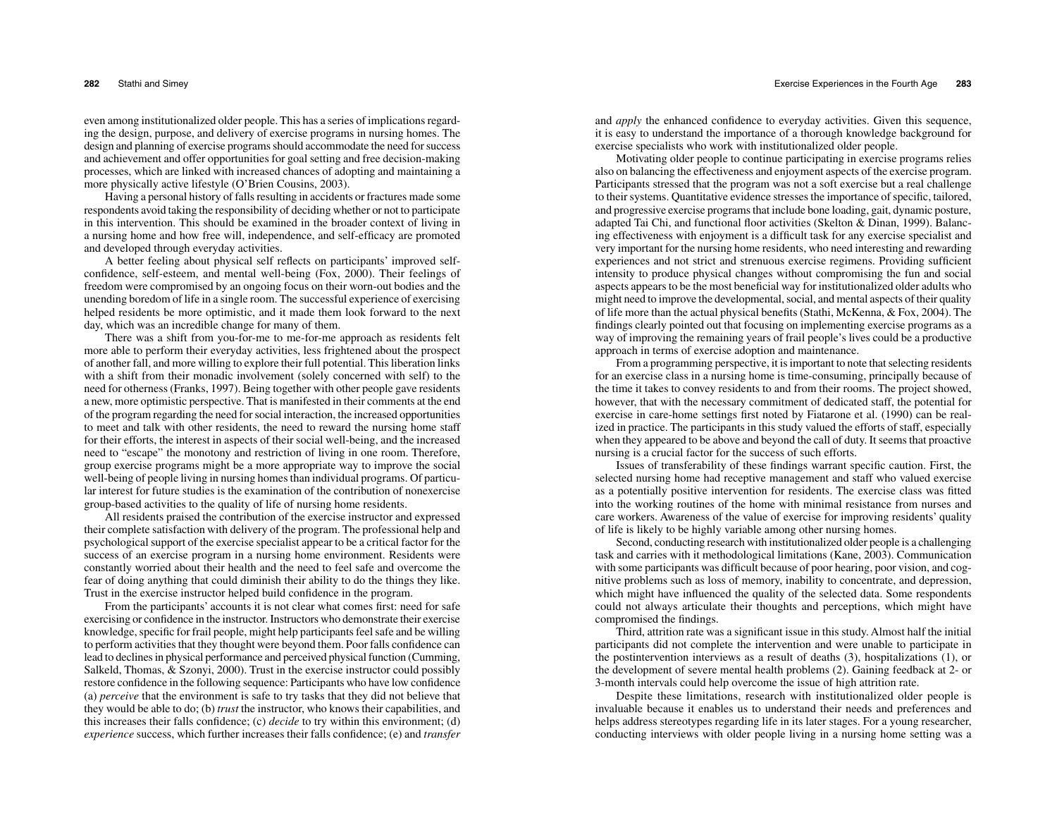even among institutionalized older people. This has a series of implications regarding the design, purpose, and delivery of exercise programs in nursing homes. The design and planning of exercise programs should accommodate the need for success and achievement and offer opportunities for goal setting and free decision-making processes, which are linked with increased chances of adopting and maintaining a more physically active lifestyle (O'Brien Cousins, 2003).

Having a personal history of falls resulting in accidents or fractures made some respondents avoid taking the responsibility of deciding whether or not to participate in this intervention. This should be examined in the broader context of living in a nursing home and how free will, independence, and self-efficacy are promoted and developed through everyday activities.

A better feeling about physical self reflects on participants' improved self-confidence, self-esteem, and mental well-being (Fox, 2000). Their feelings of freedom were compromised by an ongoing focus on their worn-out bodies and the unending boredom of life in a single room. The successful experience of exercising helped residents be more optimistic, and it made them look forward to the next day, which was an incredible change for many of them.

There was a shift from you-for-me to me-for-me approach as residents felt more able to perform their everyday activities, less frightened about the prospect of another fall, and more willing to explore their full potential. This liberation links with a shift from their monadic involvement (solely concerned with self) to the need for otherness (Franks, 1997). Being together with other people gave residents a new, more optimistic perspective. That is manifested in their comments at the end of the program regarding the need for social interaction, the increased opportunities to meet and talk with other residents, the need to reward the nursing home staff for their efforts, the interest in aspects of their social well-being, and the increased need to "escape" the monotony and restriction of living in one room. Therefore, group exercise programs might be a more appropriate way to improve the social well-being of people living in nursing homes than individual programs. Of particular interest for future studies is the examination of the contribution of nonexercise group-based activities to the quality of life of nursing home residents.

All residents praised the contribution of the exercise instructor and expressed their complete satisfaction with delivery of the program. The professional help and psychological support of the exercise specialist appear to be a critical factor for the success of an exercise program in a nursing home environment. Residents were constantly worried about their health and the need to feel safe and overcome the fear of doing anything that could diminish their ability to do the things they like. Trust in the exercise instructor helped build confidence in the program.

From the participants' accounts it is not clear what comes first: need for safe exercising or confidence in the instructor. Instructors who demonstrate their exercise knowledge, specific for frail people, might help participants feel safe and be willing to perform activities that they thought were beyond them. Poor falls confidence can lead to declines in physical performance and perceived physical function (Cumming, Salkeld, Thomas, & Szonyi, 2000). Trust in the exercise instructor could possibly restore confidence in the following sequence: Participants who have low confidence (a) *perceive* that the environment is safe to try tasks that they did not believe that they would be able to do; (b) *trust* the instructor, who knows their capabilities, and this increases their falls confidence; (c) *decide* to try within this environment; (d) *experience* success, which further increases their falls confidence; (e) and *transfer* and *apply* the enhanced confidence to everyday activities. Given this sequence, it is easy to understand the importance of a thorough knowledge background for exercise specialists who work with institutionalized older people.

Motivating older people to continue participating in exercise programs relies also on balancing the effectiveness and enjoyment aspects of the exercise program. Participants stressed that the program was not a soft exercise but a real challenge to their systems. Quantitative evidence stresses the importance of specific, tailored, and progressive exercise programs that include bone loading, gait, dynamic posture, adapted Tai Chi, and functional floor activities (Skelton & Dinan, 1999). Balancing effectiveness with enjoyment is a difficult task for any exercise specialist and very important for the nursing home residents, who need interesting and rewarding experiences and not strict and strenuous exercise regimens. Providing sufficient intensity to produce physical changes without compromising the fun and social aspects appears to be the most beneficial way for institutionalized older adults who might need to improve the developmental, social, and mental aspects of their quality of life more than the actual physical benefits (Stathi, McKenna, & Fox, 2004). The findings clearly pointed out that focusing on implementing exercise programs as a way of improving the remaining years of frail people's lives could be a productive approach in terms of exercise adoption and maintenance.

From a programming perspective, it is important to note that selecting residents for an exercise class in a nursing home is time-consuming, principally because of the time it takes to convey residents to and from their rooms. The project showed, however, that with the necessary commitment of dedicated staff, the potential for exercise in care-home settings first noted by Fiatarone et al. (1990) can be realized in practice. The participants in this study valued the efforts of staff, especially when they appeared to be above and beyond the call of duty. It seems that proactive nursing is a crucial factor for the success of such efforts.

Issues of transferability of these findings warrant specific caution. First, the selected nursing home had receptive management and staff who valued exercise as a potentially positive intervention for residents. The exercise class was fitted into the working routines of the home with minimal resistance from nurses and care workers. Awareness of the value of exercise for improving residents' quality of life is likely to be highly variable among other nursing homes.

Second, conducting research with institutionalized older people is a challenging task and carries with it methodological limitations (Kane, 2003). Communication with some participants was difficult because of poor hearing, poor vision, and cognitive problems such as loss of memory, inability to concentrate, and depression, which might have influenced the quality of the selected data. Some respondents could not always articulate their thoughts and perceptions, which might have compromised the findings.

Third, attrition rate was a significant issue in this study. Almost half the initial participants did not complete the intervention and were unable to participate in the postintervention interviews as a result of deaths (3), hospitalizations (1), or the development of severe mental health problems (2). Gaining feedback at 2- or 3-month intervals could help overcome the issue of high attrition rate.

Despite these limitations, research with institutionalized older people is invaluable because it enables us to understand their needs and preferences and helps address stereotypes regarding life in its later stages. For a young researcher, conducting interviews with older people living in a nursing home setting was a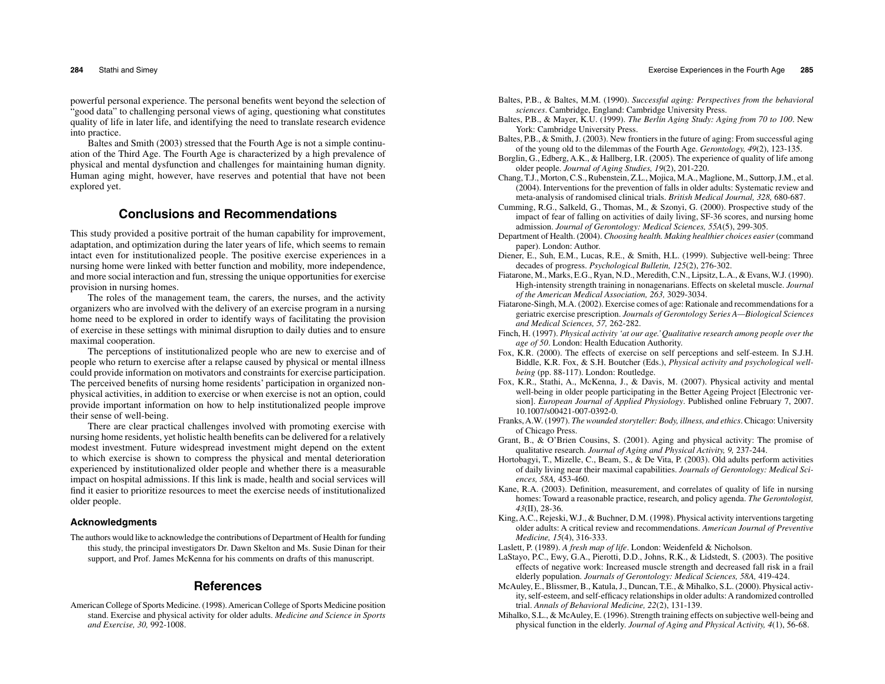powerful personal experience. The personal benefits went beyond the selection of "good data" to challenging personal views of aging, questioning what constitutes quality of life in later life, and identifying the need to translate research evidence into practice.

Baltes and Smith (2003) stressed that the Fourth Age is not a simple continuation of the Third Age. The Fourth Age is characterized by a high prevalence of physical and mental dysfunction and challenges for maintaining human dignity. Human aging might, however, have reserves and potential that have not been explored yet.

## Conclusions and Recommendations

This study provided a positive portrait of the human capability for improvement, adaptation, and optimization during the later years of life, which seems to remain intact even for institutionalized people. The positive exercise experiences in a nursing home were linked with better function and mobility, more independence, and more social interaction and fun, stressing the unique opportunities for exercise provision in nursing homes.

The roles of the management team, the carers, the nurses, and the activity organizers who are involved with the delivery of an exercise program in a nursing home need to be explored in order to identify ways of facilitating the provision of exercise in these settings with minimal disruption to daily duties and to ensure maximal cooperation.

The perceptions of institutionalized people who are new to exercise and of people who return to exercise after a relapse caused by physical or mental illness could provide information on motivators and constraints for exercise participation. The perceived benefits of nursing home residents' participation in organized nonphysical activities, in addition to exercise or when exercise is not an option, could provide important information on how to help institutionalized people improve their sense of well-being.

There are clear practical challenges involved with promoting exercise with nursing home residents, yet holistic health benefits can be delivered for a relatively modest investment. Future widespread investment might depend on the extent to which exercise is shown to compress the physical and mental deterioration experienced by institutionalized older people and whether there is a measurable impact on hospital admissions. If this link is made, health and social services will find it easier to prioritize resources to meet the exercise needs of institutionalized older people.

### Acknowledgments

The authors would like to acknowledge the contributions of Department of Health for funding this study, the principal investigators Dr. Dawn Skelton and Ms. Susie Dinan for their support, and Prof. James McKenna for his comments on drafts of this manuscript.

## References

American College of Sports Medicine. (1998). American College of Sports Medicine position stand. Exercise and physical activity for older adults. *Medicine and Science in Sports and Exercise, 30,* 992-1008.

Baltes, P.B., & Baltes, M.M. (1990). *Successful aging: Perspectives from the behavioral sciences*. Cambridge, England: Cambridge University Press.

Baltes, P.B., & Mayer, K.U. (1999). *The Berlin Aging Study: Aging from 70 to 100*. New York: Cambridge University Press.

Baltes, P.B., & Smith, J. (2003). New frontiers in the future of aging: From successful aging of the young old to the dilemmas of the Fourth Age. *Gerontology, 49*(2), 123-135.

Borglin, G., Edberg, A.K., & Hallberg, I.R. (2005). The experience of quality of life among older people. *Journal of Aging Studies, 19*(2), 201-220.

Chang, T.J., Morton, C.S., Rubenstein, Z.L., Mojica, M.A., Maglione, M., Suttorp, J.M., et al. (2004). Interventions for the prevention of falls in older adults: Systematic review and meta-analysis of randomised clinical trials. *British Medical Journal, 328,* 680-687.

Cumming, R.G., Salkeld, G., Thomas, M., & Szonyi, G. (2000). Prospective study of the impact of fear of falling on activities of daily living, SF-36 scores, and nursing home admission. *Journal of Gerontology: Medical Sciences, 55A*(5), 299-305.

Department of Health. (2004). *Choosing health. Making healthier choices easier* (command paper). London: Author.

Diener, E., Suh, E.M., Lucas, R.E., & Smith, H.L. (1999). Subjective well-being: Three decades of progress. *Psychological Bulletin, 125*(2), 276-302.

Fiatarone, M., Marks, E.G., Ryan, N.D., Meredith, C.N., Lipsitz, L.A., & Evans, W.J. (1990). High-intensity strength training in nonagenarians. Effects on skeletal muscle. *Journal of the American Medical Association, 263,* 3029-3034.

Fiatarone-Singh, M.A. (2002). Exercise comes of age: Rationale and recommendations for a geriatric exercise prescription. *Journals of Gerontology Series A—Biological Sciences and Medical Sciences, 57,* 262-282.

Finch, H. (1997). *Physical activity 'at our age.' Qualitative research among people over the age of 50*. London: Health Education Authority.

Fox, K.R. (2000). The effects of exercise on self perceptions and self-esteem. In S.J.H. Biddle, K.R. Fox, & S.H. Boutcher (Eds.), *Physical activity and psychological well-being* (pp. 88-117). London: Routledge.

Fox, K.R., Stathi, A., McKenna, J., & Davis, M. (2007). Physical activity and mental well-being in older people participating in the Better Ageing Project [Electronic version]. *European Journal of Applied Physiology*. Published online February 7, 2007. 10.1007/s00421-007-0392-0.

Franks, A.W. (1997). *The wounded storyteller: Body, illness, and ethics*. Chicago: University of Chicago Press.

Grant, B., & O'Brien Cousins, S. (2001). Aging and physical activity: The promise of qualitative research. *Journal of Aging and Physical Activity, 9,* 237-244.

Hortobagyi, T., Mizelle, C., Beam, S., & De Vita, P. (2003). Old adults perform activities of daily living near their maximal capabilities. *Journals of Gerontology: Medical Sciences, 58A,* 453-460.

Kane, R.A. (2003). Definition, measurement, and correlates of quality of life in nursing homes: Toward a reasonable practice, research, and policy agenda. *The Gerontologist, 43*(II), 28-36.

King, A.C., Rejeski, W.J., & Buchner, D.M. (1998). Physical activity interventions targeting older adults: A critical review and recommendations. *American Journal of Preventive Medicine, 15*(4), 316-333.

Laslett, P. (1989). *A fresh map of life*. London: Weidenfeld & Nicholson.

LaStayo, P.C., Ewy, G.A., Pierotti, D.D., Johns, R.K., & Lidstedt, S. (2003). The positive effects of negative work: Increased muscle strength and decreased fall risk in a frail elderly population. *Journals of Gerontology: Medical Sciences, 58A,* 419-424.

McAuley, E., Blissmer, B., Katula, J., Duncan, T.E., & Mihalko, S.L. (2000). Physical activity, self-esteem, and self-efficacy relationships in older adults: A randomized controlled trial. *Annals of Behavioral Medicine, 22*(2), 131-139.

Mihalko, S.L., & McAuley, E. (1996). Strength training effects on subjective well-being and physical function in the elderly. *Journal of Aging and Physical Activity, 4*(1), 56-68.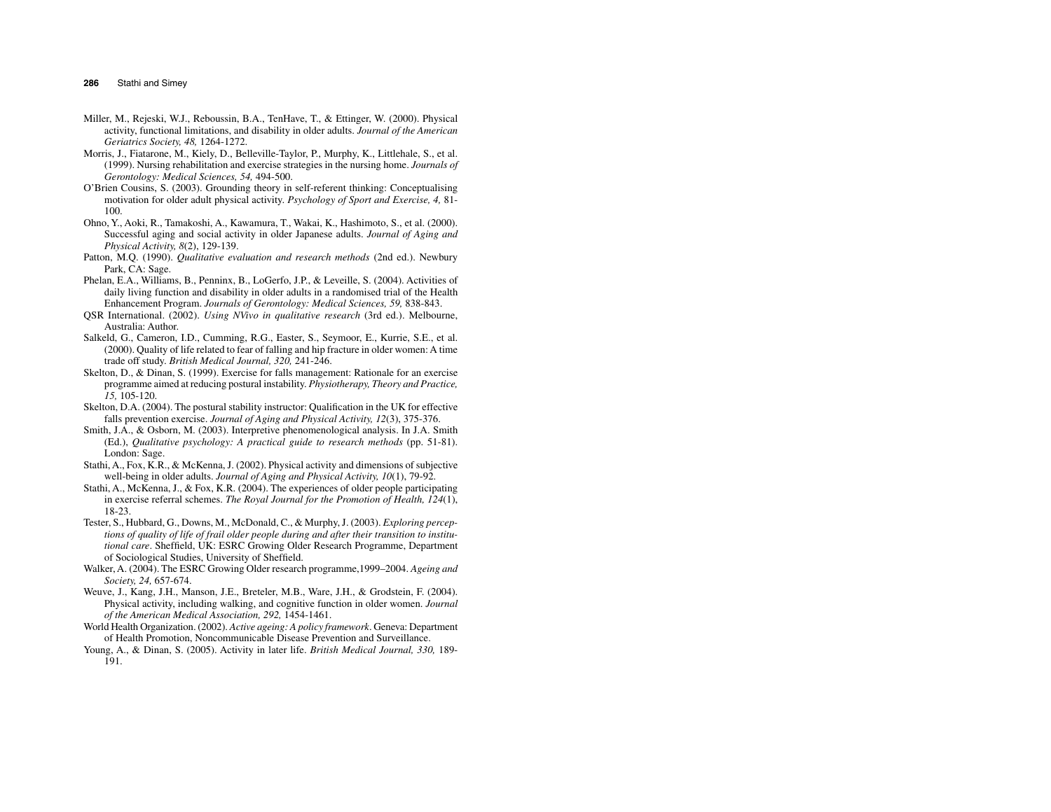Miller, M., Rejeski, W.J., Reboussin, B.A., TenHave, T., & Ettinger, W. (2000). Physical activity, functional limitations, and disability in older adults. *Journal of the American Geriatrics Society, 48,* 1264-1272.

Morris, J., Fiatarone, M., Kiely, D., Belleville-Taylor, P., Murphy, K., Littlehale, S., et al. (1999). Nursing rehabilitation and exercise strategies in the nursing home. *Journals of Gerontology: Medical Sciences, 54,* 494-500.

O'Brien Cousins, S. (2003). Grounding theory in self-referent thinking: Conceptualising motivation for older adult physical activity. *Psychology of Sport and Exercise, 4,* 81-100.

Ohno, Y., Aoki, R., Tamakoshi, A., Kawamura, T., Wakai, K., Hashimoto, S., et al. (2000). Successful aging and social activity in older Japanese adults. *Journal of Aging and Physical Activity, 8*(2), 129-139.

Patton, M.Q. (1990). *Qualitative evaluation and research methods* (2nd ed.). Newbury Park, CA: Sage.

Phelan, E.A., Williams, B., Penninx, B., LoGerfo, J.P., & Leveille, S. (2004). Activities of daily living function and disability in older adults in a randomised trial of the Health Enhancement Program. *Journals of Gerontology: Medical Sciences, 59,* 838-843.

QSR International. (2002). *Using NVivo in qualitative research* (3rd ed.). Melbourne, Australia: Author.

Salkeld, G., Cameron, I.D., Cumming, R.G., Easter, S., Seymoor, E., Kurrie, S.E., et al. (2000). Quality of life related to fear of falling and hip fracture in older women: A time trade off study. *British Medical Journal, 320,* 241-246.

Skelton, D., & Dinan, S. (1999). Exercise for falls management: Rationale for an exercise programme aimed at reducing postural instability. *Physiotherapy, Theory and Practice, 15,* 105-120.

Skelton, D.A. (2004). The postural stability instructor: Qualification in the UK for effective falls prevention exercise. *Journal of Aging and Physical Activity, 12*(3), 375-376.

Smith, J.A., & Osborn, M. (2003). Interpretive phenomenological analysis. In J.A. Smith (Ed.), *Qualitative psychology: A practical guide to research methods* (pp. 51-81). London: Sage.

Stathi, A., Fox, K.R., & McKenna, J. (2002). Physical activity and dimensions of subjective well-being in older adults. *Journal of Aging and Physical Activity, 10*(1), 79-92.

Stathi, A., McKenna, J., & Fox, K.R. (2004). The experiences of older people participating in exercise referral schemes. *The Royal Journal for the Promotion of Health, 124*(1), 18-23.

Tester, S., Hubbard, G., Downs, M., McDonald, C., & Murphy, J. (2003). *Exploring perceptions of quality of life of frail older people during and after their transition to institutional care*. Sheffield, UK: ESRC Growing Older Research Programme, Department of Sociological Studies, University of Sheffield.

Walker, A. (2004). The ESRC Growing Older research programme,1999–2004. *Ageing and Society, 24,* 657-674.

Weuve, J., Kang, J.H., Manson, J.E., Breteler, M.B., Ware, J.H., & Grodstein, F. (2004). Physical activity, including walking, and cognitive function in older women. *Journal of the American Medical Association, 292,* 1454-1461.

World Health Organization. (2002). *Active ageing: A policy framework*. Geneva: Department of Health Promotion, Noncommunicable Disease Prevention and Surveillance.

Young, A., & Dinan, S. (2005). Activity in later life. *British Medical Journal, 330,* 189-191.